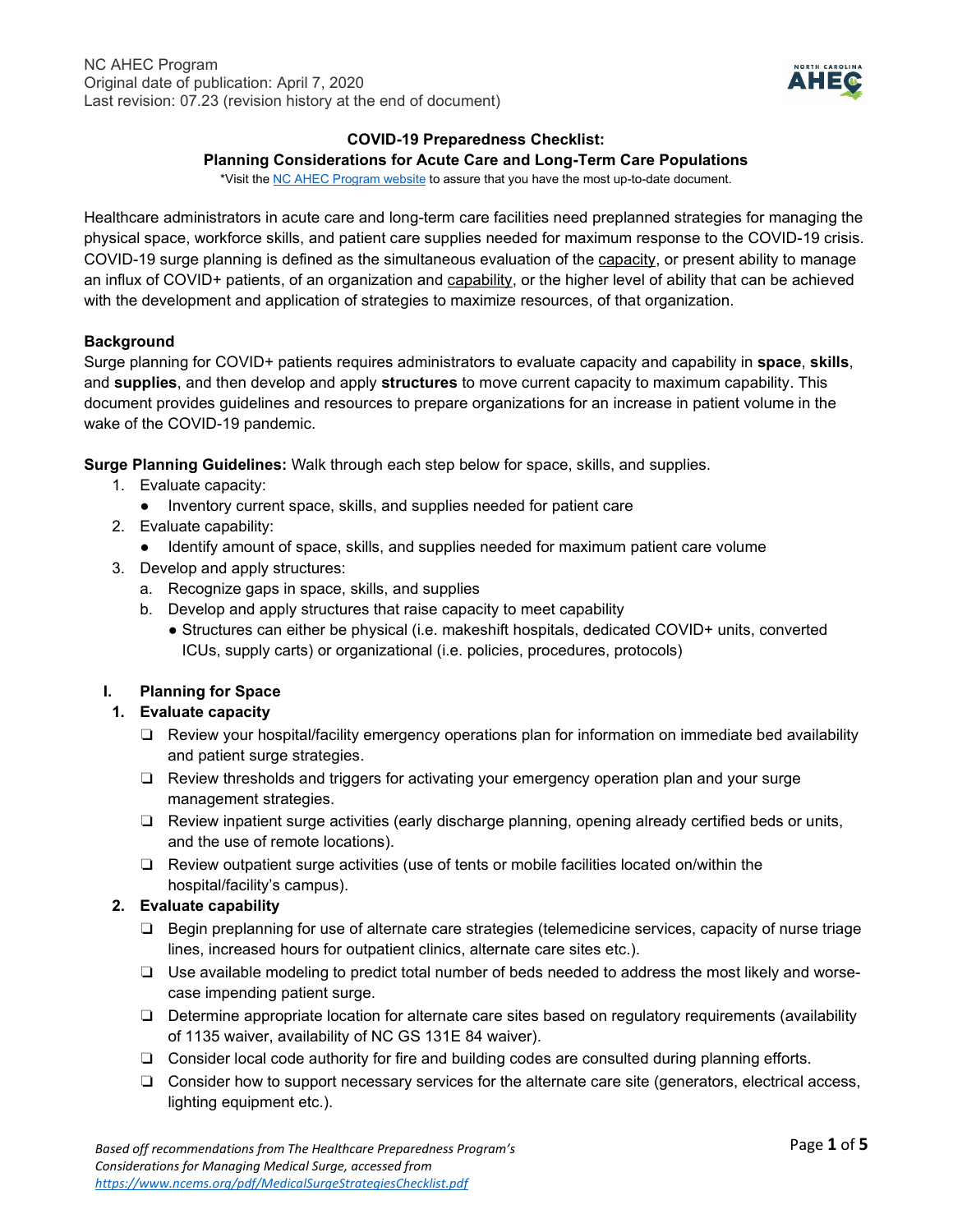NC AHEC Program
Original date of publication: April 7, 2020
Last revision: 07.23 (revision history at the end of document)

**COVID-19 Preparedness Checklist:**
**Planning Considerations for Acute Care and Long-Term Care Populations**

*Visit the [NC AHEC Program website](#) to assure that you have the most up-to-date document.

Healthcare administrators in acute care and long-term care facilities need preplanned strategies for managing the physical space, workforce skills, and patient care supplies needed for maximum response to the COVID-19 crisis. COVID-19 surge planning is defined as the simultaneous evaluation of the capacity, or present ability to manage an influx of COVID+ patients, of an organization and capability, or the higher level of ability that can be achieved with the development and application of strategies to maximize resources, of that organization.

**Background**

Surge planning for COVID+ patients requires administrators to evaluate capacity and capability in **space**, **skills**, and **supplies**, and then develop and apply **structures** to move current capacity to maximum capability. This document provides guidelines and resources to prepare organizations for an increase in patient volume in the wake of the COVID-19 pandemic.

**Surge Planning Guidelines:** Walk through each step below for space, skills, and supplies.

1. Evaluate capacity:
   - Inventory current space, skills, and supplies needed for patient care
2. Evaluate capability:
   - Identify amount of space, skills, and supplies needed for maximum patient care volume
3. Develop and apply structures:
   a. Recognize gaps in space, skills, and supplies
   b. Develop and apply structures that raise capacity to meet capability
      - Structures can either be physical (i.e. makeshift hospitals, dedicated COVID+ units, converted ICUs, supply carts) or organizational (i.e. policies, procedures, protocols)

## I. Planning for Space

### 1. Evaluate capacity

- ❑ Review your hospital/facility emergency operations plan for information on immediate bed availability and patient surge strategies.
- ❑ Review thresholds and triggers for activating your emergency operation plan and your surge management strategies.
- ❑ Review inpatient surge activities (early discharge planning, opening already certified beds or units, and the use of remote locations).
- ❑ Review outpatient surge activities (use of tents or mobile facilities located on/within the hospital/facility's campus).

### 2. Evaluate capability

- ❑ Begin preplanning for use of alternate care strategies (telemedicine services, capacity of nurse triage lines, increased hours for outpatient clinics, alternate care sites etc.).
- ❑ Use available modeling to predict total number of beds needed to address the most likely and worse-case impending patient surge.
- ❑ Determine appropriate location for alternate care sites based on regulatory requirements (availability of 1135 waiver, availability of NC GS 131E 84 waiver).
- ❑ Consider local code authority for fire and building codes are consulted during planning efforts.
- ❑ Consider how to support necessary services for the alternate care site (generators, electrical access, lighting equipment etc.).

*Based off recommendations from The Healthcare Preparedness Program's Considerations for Managing Medical Surge, accessed from [https://www.ncems.org/pdf/MedicalSurgeStrategiesChecklist.pdf](https://www.ncems.org/pdf/MedicalSurgeStrategiesChecklist.pdf)*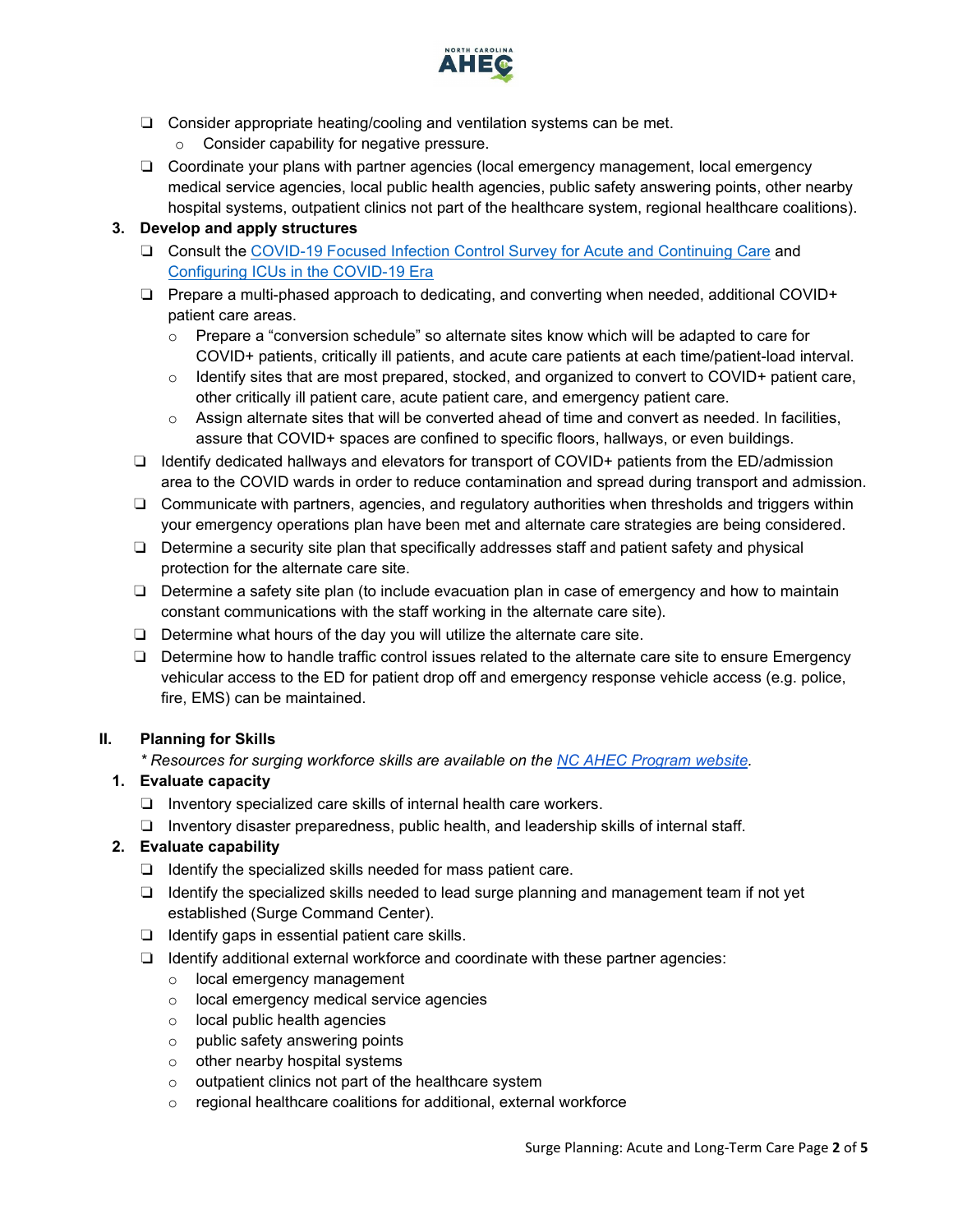- ❑ Consider appropriate heating/cooling and ventilation systems can be met.
  - Consider capability for negative pressure.
- ❑ Coordinate your plans with partner agencies (local emergency management, local emergency medical service agencies, local public health agencies, public safety answering points, other nearby hospital systems, outpatient clinics not part of the healthcare system, regional healthcare coalitions).

**3. Develop and apply structures**

- ❑ Consult the [COVID-19 Focused Infection Control Survey for Acute and Continuing Care]() and [Configuring ICUs in the COVID-19 Era]()
- ❑ Prepare a multi-phased approach to dedicating, and converting when needed, additional COVID+ patient care areas.
  - Prepare a "conversion schedule" so alternate sites know which will be adapted to care for COVID+ patients, critically ill patients, and acute care patients at each time/patient-load interval.
  - Identify sites that are most prepared, stocked, and organized to convert to COVID+ patient care, other critically ill patient care, acute patient care, and emergency patient care.
  - Assign alternate sites that will be converted ahead of time and convert as needed. In facilities, assure that COVID+ spaces are confined to specific floors, hallways, or even buildings.
- ❑ Identify dedicated hallways and elevators for transport of COVID+ patients from the ED/admission area to the COVID wards in order to reduce contamination and spread during transport and admission.
- ❑ Communicate with partners, agencies, and regulatory authorities when thresholds and triggers within your emergency operations plan have been met and alternate care strategies are being considered.
- ❑ Determine a security site plan that specifically addresses staff and patient safety and physical protection for the alternate care site.
- ❑ Determine a safety site plan (to include evacuation plan in case of emergency and how to maintain constant communications with the staff working in the alternate care site).
- ❑ Determine what hours of the day you will utilize the alternate care site.
- ❑ Determine how to handle traffic control issues related to the alternate care site to ensure Emergency vehicular access to the ED for patient drop off and emergency response vehicle access (e.g. police, fire, EMS) can be maintained.

## II. Planning for Skills

*\* Resources for surging workforce skills are available on the [NC AHEC Program website]().*

**1. Evaluate capacity**

- ❑ Inventory specialized care skills of internal health care workers.
- ❑ Inventory disaster preparedness, public health, and leadership skills of internal staff.

**2. Evaluate capability**

- ❑ Identify the specialized skills needed for mass patient care.
- ❑ Identify the specialized skills needed to lead surge planning and management team if not yet established (Surge Command Center).
- ❑ Identify gaps in essential patient care skills.
- ❑ Identify additional external workforce and coordinate with these partner agencies:
  - local emergency management
  - local emergency medical service agencies
  - local public health agencies
  - public safety answering points
  - other nearby hospital systems
  - outpatient clinics not part of the healthcare system
  - regional healthcare coalitions for additional, external workforce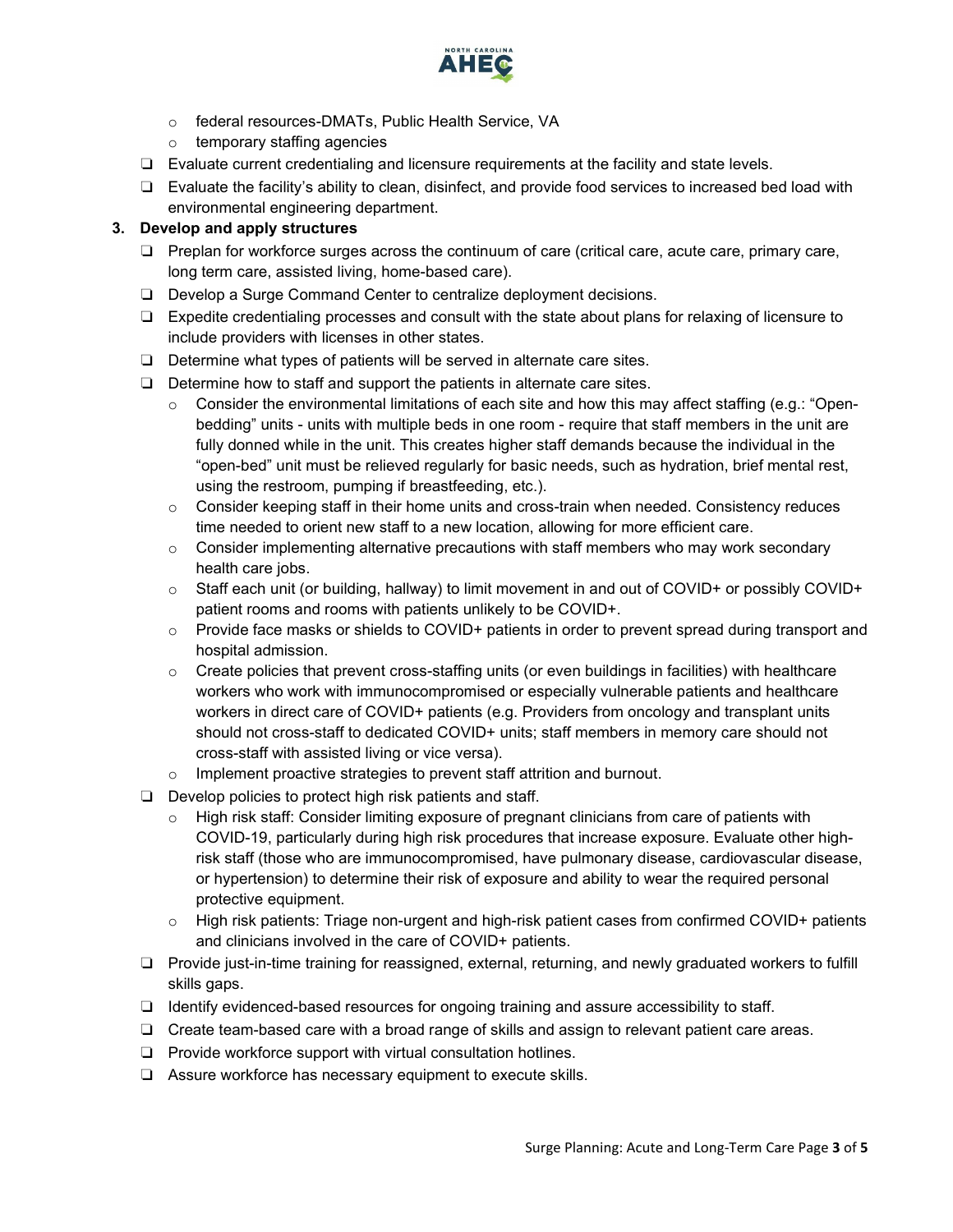- federal resources-DMATs, Public Health Service, VA
  - temporary staffing agencies
- ❑ Evaluate current credentialing and licensure requirements at the facility and state levels.
- ❑ Evaluate the facility's ability to clean, disinfect, and provide food services to increased bed load with environmental engineering department.

**3. Develop and apply structures**

- ❑ Preplan for workforce surges across the continuum of care (critical care, acute care, primary care, long term care, assisted living, home-based care).
- ❑ Develop a Surge Command Center to centralize deployment decisions.
- ❑ Expedite credentialing processes and consult with the state about plans for relaxing of licensure to include providers with licenses in other states.
- ❑ Determine what types of patients will be served in alternate care sites.
- ❑ Determine how to staff and support the patients in alternate care sites.
  - Consider the environmental limitations of each site and how this may affect staffing (e.g.: "Open-bedding" units - units with multiple beds in one room - require that staff members in the unit are fully donned while in the unit. This creates higher staff demands because the individual in the "open-bed" unit must be relieved regularly for basic needs, such as hydration, brief mental rest, using the restroom, pumping if breastfeeding, etc.).
  - Consider keeping staff in their home units and cross-train when needed. Consistency reduces time needed to orient new staff to a new location, allowing for more efficient care.
  - Consider implementing alternative precautions with staff members who may work secondary health care jobs.
  - Staff each unit (or building, hallway) to limit movement in and out of COVID+ or possibly COVID+ patient rooms and rooms with patients unlikely to be COVID+.
  - Provide face masks or shields to COVID+ patients in order to prevent spread during transport and hospital admission.
  - Create policies that prevent cross-staffing units (or even buildings in facilities) with healthcare workers who work with immunocompromised or especially vulnerable patients and healthcare workers in direct care of COVID+ patients (e.g. Providers from oncology and transplant units should not cross-staff to dedicated COVID+ units; staff members in memory care should not cross-staff with assisted living or vice versa).
  - Implement proactive strategies to prevent staff attrition and burnout.
- ❑ Develop policies to protect high risk patients and staff.
  - High risk staff: Consider limiting exposure of pregnant clinicians from care of patients with COVID-19, particularly during high risk procedures that increase exposure. Evaluate other high-risk staff (those who are immunocompromised, have pulmonary disease, cardiovascular disease, or hypertension) to determine their risk of exposure and ability to wear the required personal protective equipment.
  - High risk patients: Triage non-urgent and high-risk patient cases from confirmed COVID+ patients and clinicians involved in the care of COVID+ patients.
- ❑ Provide just-in-time training for reassigned, external, returning, and newly graduated workers to fulfill skills gaps.
- ❑ Identify evidenced-based resources for ongoing training and assure accessibility to staff.
- ❑ Create team-based care with a broad range of skills and assign to relevant patient care areas.
- ❑ Provide workforce support with virtual consultation hotlines.
- ❑ Assure workforce has necessary equipment to execute skills.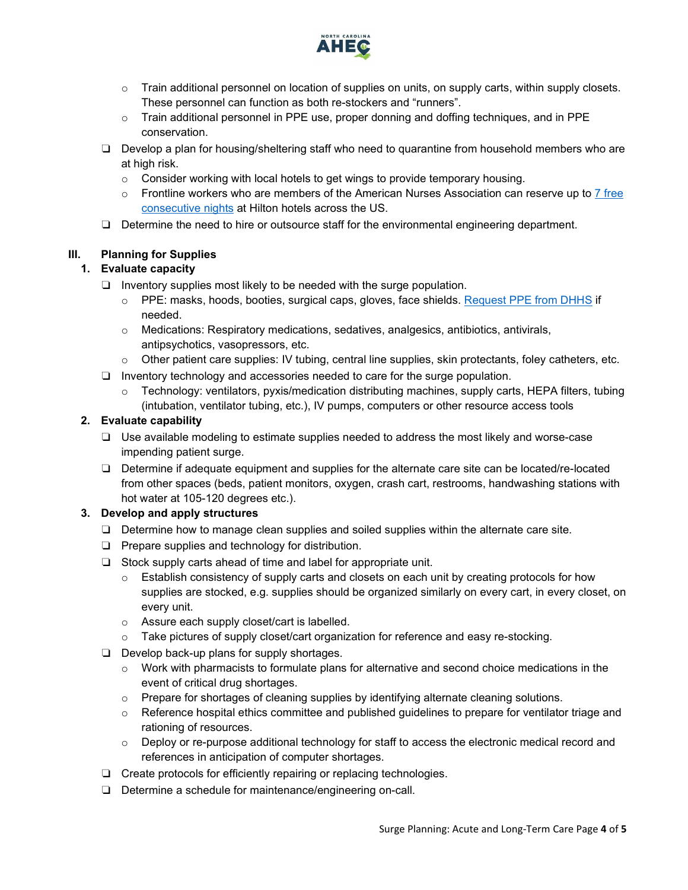- Train additional personnel on location of supplies on units, on supply carts, within supply closets. These personnel can function as both re-stockers and "runners".
- Train additional personnel in PPE use, proper donning and doffing techniques, and in PPE conservation.

- ❑ Develop a plan for housing/sheltering staff who need to quarantine from household members who are at high risk.
  - Consider working with local hotels to get wings to provide temporary housing.
  - Frontline workers who are members of the American Nurses Association can reserve up to 7 free consecutive nights at Hilton hotels across the US.
- ❑ Determine the need to hire or outsource staff for the environmental engineering department.

## III. Planning for Supplies

### 1. Evaluate capacity

- ❑ Inventory supplies most likely to be needed with the surge population.
  - PPE: masks, hoods, booties, surgical caps, gloves, face shields. Request PPE from DHHS if needed.
  - Medications: Respiratory medications, sedatives, analgesics, antibiotics, antivirals, antipsychotics, vasopressors, etc.
  - Other patient care supplies: IV tubing, central line supplies, skin protectants, foley catheters, etc.
- ❑ Inventory technology and accessories needed to care for the surge population.
  - Technology: ventilators, pyxis/medication distributing machines, supply carts, HEPA filters, tubing (intubation, ventilator tubing, etc.), IV pumps, computers or other resource access tools

### 2. Evaluate capability

- ❑ Use available modeling to estimate supplies needed to address the most likely and worse-case impending patient surge.
- ❑ Determine if adequate equipment and supplies for the alternate care site can be located/re-located from other spaces (beds, patient monitors, oxygen, crash cart, restrooms, handwashing stations with hot water at 105-120 degrees etc.).

### 3. Develop and apply structures

- ❑ Determine how to manage clean supplies and soiled supplies within the alternate care site.
- ❑ Prepare supplies and technology for distribution.
- ❑ Stock supply carts ahead of time and label for appropriate unit.
  - Establish consistency of supply carts and closets on each unit by creating protocols for how supplies are stocked, e.g. supplies should be organized similarly on every cart, in every closet, on every unit.
  - Assure each supply closet/cart is labelled.
  - Take pictures of supply closet/cart organization for reference and easy re-stocking.
- ❑ Develop back-up plans for supply shortages.
  - Work with pharmacists to formulate plans for alternative and second choice medications in the event of critical drug shortages.
  - Prepare for shortages of cleaning supplies by identifying alternate cleaning solutions.
  - Reference hospital ethics committee and published guidelines to prepare for ventilator triage and rationing of resources.
  - Deploy or re-purpose additional technology for staff to access the electronic medical record and references in anticipation of computer shortages.
- ❑ Create protocols for efficiently repairing or replacing technologies.
- ❑ Determine a schedule for maintenance/engineering on-call.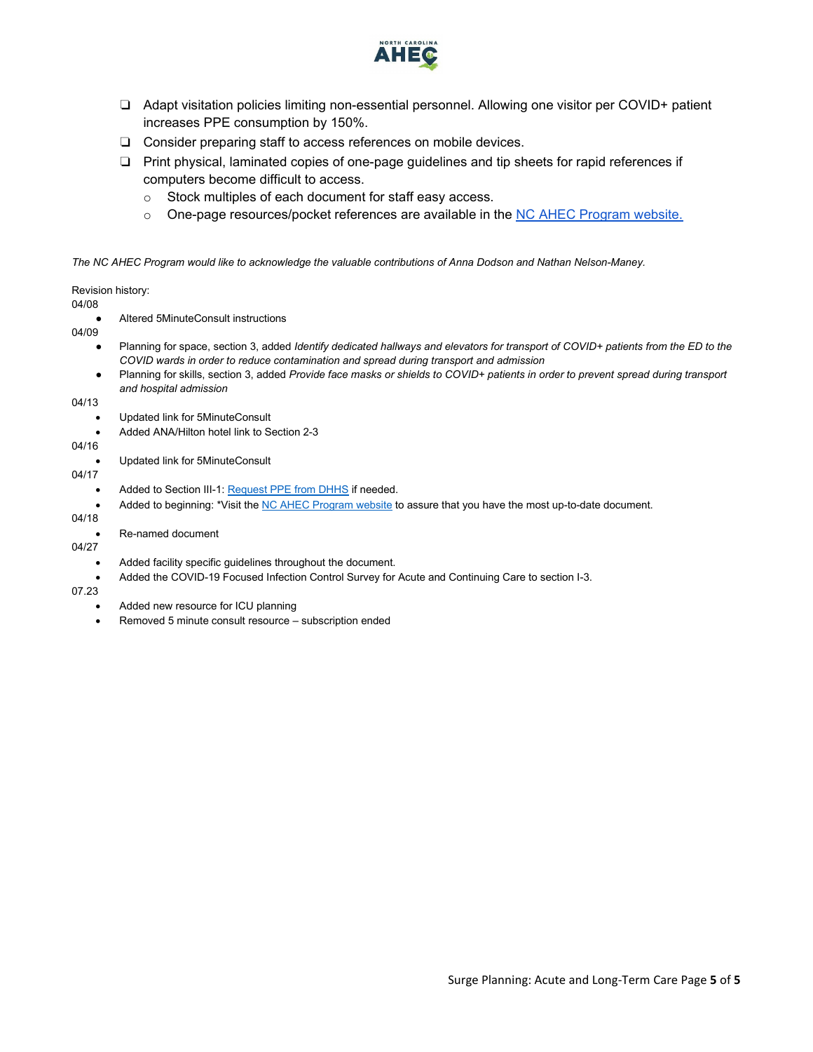- ❑ Adapt visitation policies limiting non-essential personnel. Allowing one visitor per COVID+ patient increases PPE consumption by 150%.
- ❑ Consider preparing staff to access references on mobile devices.
- ❑ Print physical, laminated copies of one-page guidelines and tip sheets for rapid references if computers become difficult to access.
  - Stock multiples of each document for staff easy access.
  - One-page resources/pocket references are available in the NC AHEC Program website.

*The NC AHEC Program would like to acknowledge the valuable contributions of Anna Dodson and Nathan Nelson-Maney.*

Revision history:

04/08

- Altered 5MinuteConsult instructions

04/09

- Planning for space, section 3, added *Identify dedicated hallways and elevators for transport of COVID+ patients from the ED to the COVID wards in order to reduce contamination and spread during transport and admission*
- Planning for skills, section 3, added *Provide face masks or shields to COVID+ patients in order to prevent spread during transport and hospital admission*

04/13

- Updated link for 5MinuteConsult
- Added ANA/Hilton hotel link to Section 2-3

04/16

- Updated link for 5MinuteConsult

04/17

- Added to Section III-1: Request PPE from DHHS if needed.
- Added to beginning: *Visit the NC AHEC Program website to assure that you have the most up-to-date document.

04/18

- Re-named document

04/27

- Added facility specific guidelines throughout the document.
- Added the COVID-19 Focused Infection Control Survey for Acute and Continuing Care to section I-3.

07.23

- Added new resource for ICU planning
- Removed 5 minute consult resource – subscription ended